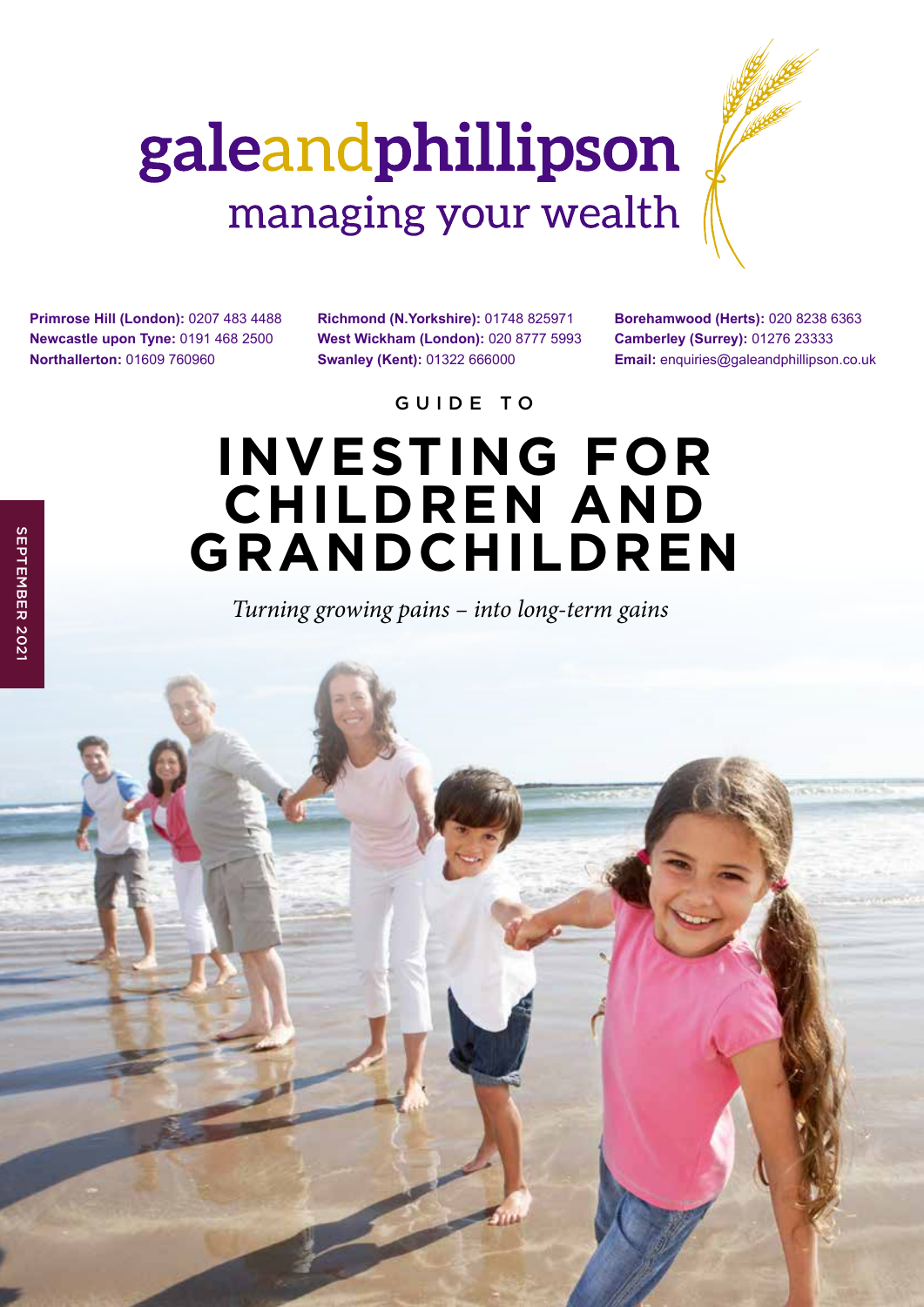galeandphillipson
managing your wealth

**Primrose Hill (London):** 0207 483 4488
**Newcastle upon Tyne:** 0191 468 2500
**Northallerton:** 01609 760960

**Richmond (N.Yorkshire):** 01748 825971
**West Wickham (London):** 020 8777 5993
**Swanley (Kent):** 01322 666000

**Borehamwood (Herts):** 020 8238 6363
**Camberley (Surrey):** 01276 23333
**Email:** enquiries@galeandphillipson.co.uk

SEPTEMBER 2021

GUIDE TO

# INVESTING FOR CHILDREN AND GRANDCHILDREN

*Turning growing pains – into long-term gains*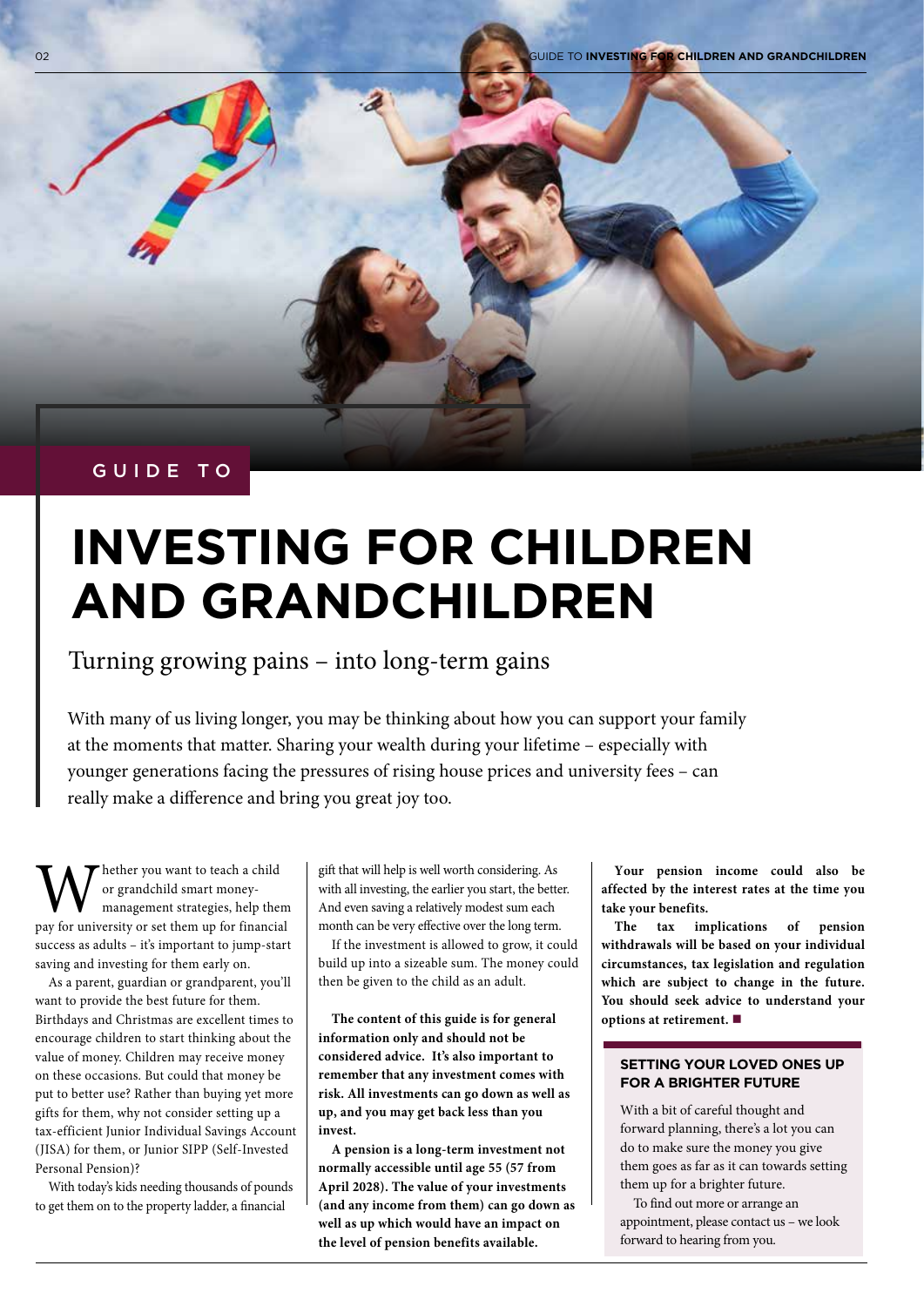GUIDE TO

# INVESTING FOR CHILDREN AND GRANDCHILDREN

## Turning growing pains – into long-term gains

With many of us living longer, you may be thinking about how you can support your family at the moments that matter. Sharing your wealth during your lifetime – especially with younger generations facing the pressures of rising house prices and university fees – can really make a difference and bring you great joy too.

Whether you want to teach a child or grandchild smart money-management strategies, help them pay for university or set them up for financial success as adults – it's important to jump-start saving and investing for them early on.

As a parent, guardian or grandparent, you'll want to provide the best future for them. Birthdays and Christmas are excellent times to encourage children to start thinking about the value of money. Children may receive money on these occasions. But could that money be put to better use? Rather than buying yet more gifts for them, why not consider setting up a tax-efficient Junior Individual Savings Account (JISA) for them, or Junior SIPP (Self-Invested Personal Pension)?

With today's kids needing thousands of pounds to get them on to the property ladder, a financial gift that will help is well worth considering. As with all investing, the earlier you start, the better. And even saving a relatively modest sum each month can be very effective over the long term.

If the investment is allowed to grow, it could build up into a sizeable sum. The money could then be given to the child as an adult.

**The content of this guide is for general information only and should not be considered advice. It's also important to remember that any investment comes with risk. All investments can go down as well as up, and you may get back less than you invest.**

**A pension is a long-term investment not normally accessible until age 55 (57 from April 2028). The value of your investments (and any income from them) can go down as well as up which would have an impact on the level of pension benefits available.**

**Your pension income could also be affected by the interest rates at the time you take your benefits.**

**The tax implications of pension withdrawals will be based on your individual circumstances, tax legislation and regulation which are subject to change in the future. You should seek advice to understand your options at retirement.** ■

### SETTING YOUR LOVED ONES UP FOR A BRIGHTER FUTURE

With a bit of careful thought and forward planning, there's a lot you can do to make sure the money you give them goes as far as it can towards setting them up for a brighter future.

To find out more or arrange an appointment, please contact us – we look forward to hearing from you.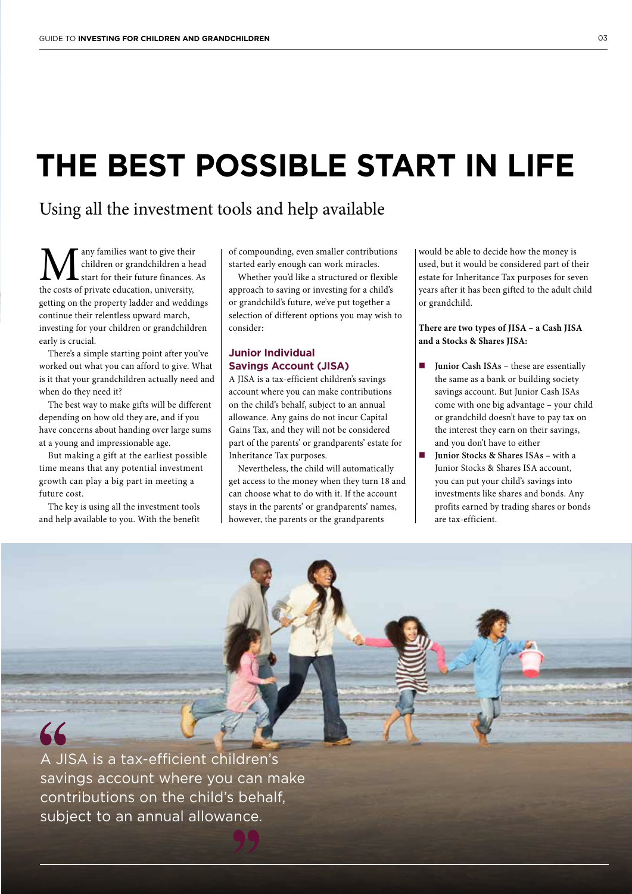# THE BEST POSSIBLE START IN LIFE

## Using all the investment tools and help available

Many families want to give their children or grandchildren a head start for their future finances. As the costs of private education, university, getting on the property ladder and weddings continue their relentless upward march, investing for your children or grandchildren early is crucial.

There's a simple starting point after you've worked out what you can afford to give. What is it that your grandchildren actually need and when do they need it?

The best way to make gifts will be different depending on how old they are, and if you have concerns about handing over large sums at a young and impressionable age.

But making a gift at the earliest possible time means that any potential investment growth can play a big part in meeting a future cost.

The key is using all the investment tools and help available to you. With the benefit of compounding, even smaller contributions started early enough can work miracles.

Whether you'd like a structured or flexible approach to saving or investing for a child's or grandchild's future, we've put together a selection of different options you may wish to consider:

### Junior Individual Savings Account (JISA)

A JISA is a tax-efficient children's savings account where you can make contributions on the child's behalf, subject to an annual allowance. Any gains do not incur Capital Gains Tax, and they will not be considered part of the parents' or grandparents' estate for Inheritance Tax purposes.

Nevertheless, the child will automatically get access to the money when they turn 18 and can choose what to do with it. If the account stays in the parents' or grandparents' names, however, the parents or the grandparents would be able to decide how the money is used, but it would be considered part of their estate for Inheritance Tax purposes for seven years after it has been gifted to the adult child or grandchild.

**There are two types of JISA – a Cash JISA and a Stocks & Shares JISA:**

- **Junior Cash ISAs** – these are essentially the same as a bank or building society savings account. But Junior Cash ISAs come with one big advantage – your child or grandchild doesn't have to pay tax on the interest they earn on their savings, and you don't have to either
- **Junior Stocks & Shares ISAs** – with a Junior Stocks & Shares ISA account, you can put your child's savings into investments like shares and bonds. Any profits earned by trading shares or bonds are tax-efficient.

> A JISA is a tax-efficient children's savings account where you can make contributions on the child's behalf, subject to an annual allowance.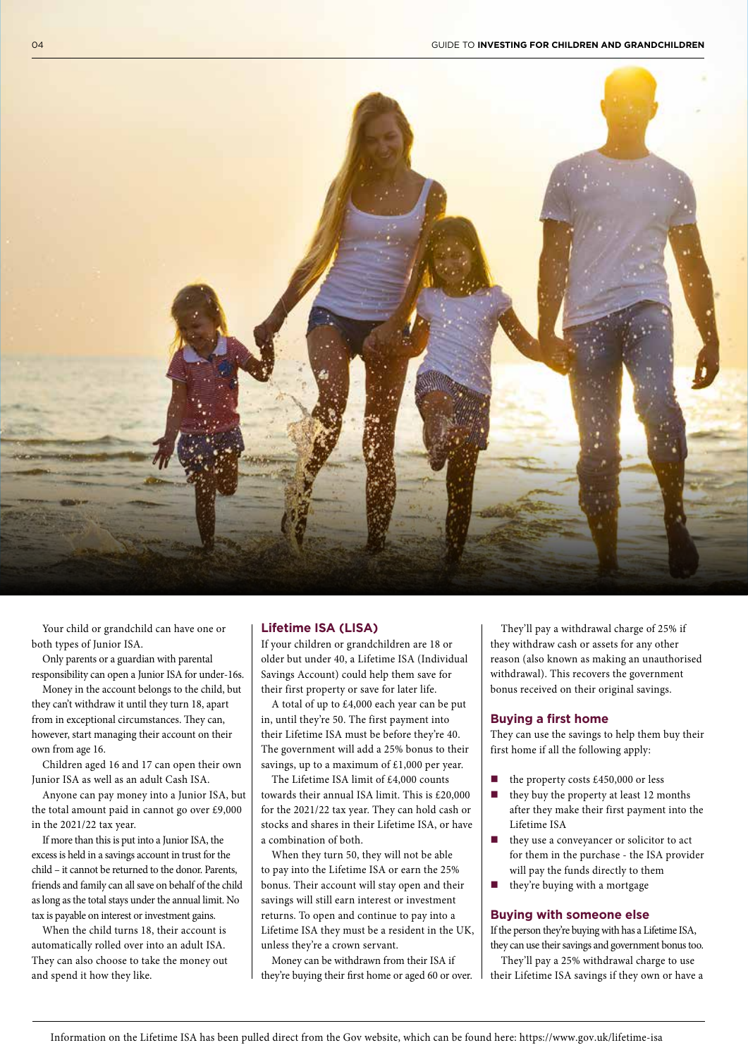Your child or grandchild can have one or both types of Junior ISA.

Only parents or a guardian with parental responsibility can open a Junior ISA for under-16s.

Money in the account belongs to the child, but they can't withdraw it until they turn 18, apart from in exceptional circumstances. They can, however, start managing their account on their own from age 16.

Children aged 16 and 17 can open their own Junior ISA as well as an adult Cash ISA.

Anyone can pay money into a Junior ISA, but the total amount paid in cannot go over £9,000 in the 2021/22 tax year.

If more than this is put into a Junior ISA, the excess is held in a savings account in trust for the child – it cannot be returned to the donor. Parents, friends and family can all save on behalf of the child as long as the total stays under the annual limit. No tax is payable on interest or investment gains.

When the child turns 18, their account is automatically rolled over into an adult ISA. They can also choose to take the money out and spend it how they like.

## Lifetime ISA (LISA)

If your children or grandchildren are 18 or older but under 40, a Lifetime ISA (Individual Savings Account) could help them save for their first property or save for later life.

A total of up to £4,000 each year can be put in, until they're 50. The first payment into their Lifetime ISA must be before they're 40. The government will add a 25% bonus to their savings, up to a maximum of £1,000 per year.

The Lifetime ISA limit of £4,000 counts towards their annual ISA limit. This is £20,000 for the 2021/22 tax year. They can hold cash or stocks and shares in their Lifetime ISA, or have a combination of both.

When they turn 50, they will not be able to pay into the Lifetime ISA or earn the 25% bonus. Their account will stay open and their savings will still earn interest or investment returns. To open and continue to pay into a Lifetime ISA they must be a resident in the UK, unless they're a crown servant.

Money can be withdrawn from their ISA if they're buying their first home or aged 60 or over.

They'll pay a withdrawal charge of 25% if they withdraw cash or assets for any other reason (also known as making an unauthorised withdrawal). This recovers the government bonus received on their original savings.

## Buying a first home

They can use the savings to help them buy their first home if all the following apply:

- the property costs £450,000 or less
- they buy the property at least 12 months after they make their first payment into the Lifetime ISA
- they use a conveyancer or solicitor to act for them in the purchase - the ISA provider will pay the funds directly to them
- they're buying with a mortgage

## Buying with someone else

If the person they're buying with has a Lifetime ISA, they can use their savings and government bonus too.

They'll pay a 25% withdrawal charge to use their Lifetime ISA savings if they own or have a

Information on the Lifetime ISA has been pulled direct from the Gov website, which can be found here: https://www.gov.uk/lifetime-isa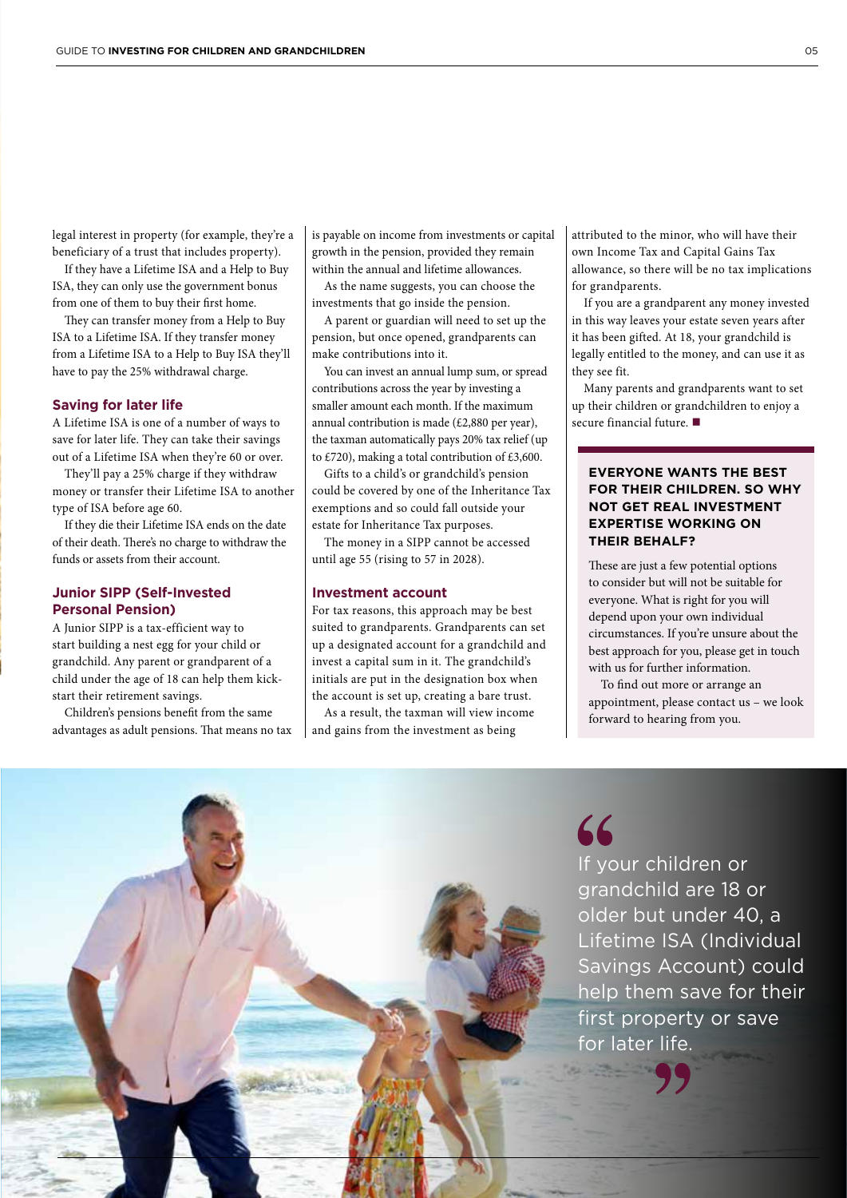legal interest in property (for example, they're a beneficiary of a trust that includes property).

If they have a Lifetime ISA and a Help to Buy ISA, they can only use the government bonus from one of them to buy their first home.

They can transfer money from a Help to Buy ISA to a Lifetime ISA. If they transfer money from a Lifetime ISA to a Help to Buy ISA they'll have to pay the 25% withdrawal charge.

### Saving for later life

A Lifetime ISA is one of a number of ways to save for later life. They can take their savings out of a Lifetime ISA when they're 60 or over.

They'll pay a 25% charge if they withdraw money or transfer their Lifetime ISA to another type of ISA before age 60.

If they die their Lifetime ISA ends on the date of their death. There's no charge to withdraw the funds or assets from their account.

### Junior SIPP (Self-Invested Personal Pension)

A Junior SIPP is a tax-efficient way to start building a nest egg for your child or grandchild. Any parent or grandparent of a child under the age of 18 can help them kick-start their retirement savings.

Children's pensions benefit from the same advantages as adult pensions. That means no tax is payable on income from investments or capital growth in the pension, provided they remain within the annual and lifetime allowances.

As the name suggests, you can choose the investments that go inside the pension.

A parent or guardian will need to set up the pension, but once opened, grandparents can make contributions into it.

You can invest an annual lump sum, or spread contributions across the year by investing a smaller amount each month. If the maximum annual contribution is made (£2,880 per year), the taxman automatically pays 20% tax relief (up to £720), making a total contribution of £3,600.

Gifts to a child's or grandchild's pension could be covered by one of the Inheritance Tax exemptions and so could fall outside your estate for Inheritance Tax purposes.

The money in a SIPP cannot be accessed until age 55 (rising to 57 in 2028).

### Investment account

For tax reasons, this approach may be best suited to grandparents. Grandparents can set up a designated account for a grandchild and invest a capital sum in it. The grandchild's initials are put in the designation box when the account is set up, creating a bare trust.

As a result, the taxman will view income and gains from the investment as being attributed to the minor, who will have their own Income Tax and Capital Gains Tax allowance, so there will be no tax implications for grandparents.

If you are a grandparent any money invested in this way leaves your estate seven years after it has been gifted. At 18, your grandchild is legally entitled to the money, and can use it as they see fit.

Many parents and grandparents want to set up their children or grandchildren to enjoy a secure financial future. ■

**EVERYONE WANTS THE BEST FOR THEIR CHILDREN. SO WHY NOT GET REAL INVESTMENT EXPERTISE WORKING ON THEIR BEHALF?**

These are just a few potential options to consider but will not be suitable for everyone. What is right for you will depend upon your own individual circumstances. If you're unsure about the best approach for you, please get in touch with us for further information.

To find out more or arrange an appointment, please contact us – we look forward to hearing from you.

> "If your children or grandchild are 18 or older but under 40, a Lifetime ISA (Individual Savings Account) could help them save for their first property or save for later life."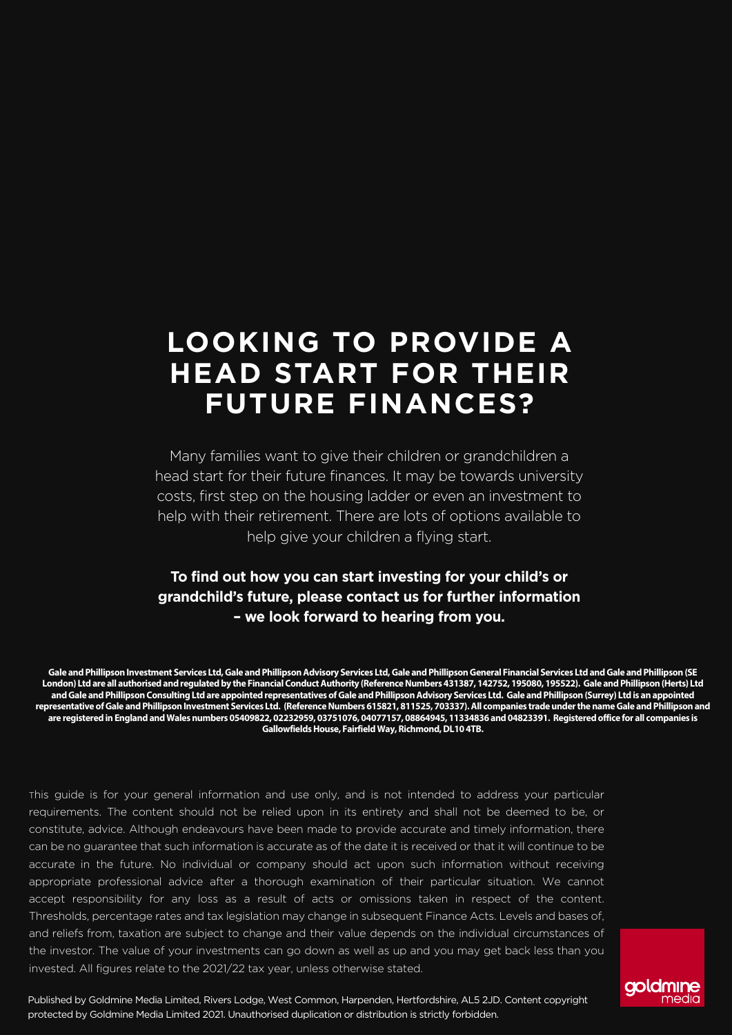# LOOKING TO PROVIDE A HEAD START FOR THEIR FUTURE FINANCES?

Many families want to give their children or grandchildren a head start for their future finances. It may be towards university costs, first step on the housing ladder or even an investment to help with their retirement. There are lots of options available to help give your children a flying start.

**To find out how you can start investing for your child's or grandchild's future, please contact us for further information – we look forward to hearing from you.**

**Gale and Phillipson Investment Services Ltd, Gale and Phillipson Advisory Services Ltd, Gale and Phillipson General Financial Services Ltd and Gale and Phillipson (SE London) Ltd are all authorised and regulated by the Financial Conduct Authority (Reference Numbers 431387, 142752, 195080, 195522). Gale and Phillipson (Herts) Ltd and Gale and Phillipson Consulting Ltd are appointed representatives of Gale and Phillipson Advisory Services Ltd. Gale and Phillipson (Surrey) Ltd is an appointed representative of Gale and Phillipson Investment Services Ltd. (Reference Numbers 615821, 811525, 703337). All companies trade under the name Gale and Phillipson and are registered in England and Wales numbers 05409822, 02232959, 03751076, 04077157, 08864945, 11334836 and 04823391. Registered office for all companies is Gallowfields House, Fairfield Way, Richmond, DL10 4TB.**

This guide is for your general information and use only, and is not intended to address your particular requirements. The content should not be relied upon in its entirety and shall not be deemed to be, or constitute, advice. Although endeavours have been made to provide accurate and timely information, there can be no guarantee that such information is accurate as of the date it is received or that it will continue to be accurate in the future. No individual or company should act upon such information without receiving appropriate professional advice after a thorough examination of their particular situation. We cannot accept responsibility for any loss as a result of acts or omissions taken in respect of the content. Thresholds, percentage rates and tax legislation may change in subsequent Finance Acts. Levels and bases of, and reliefs from, taxation are subject to change and their value depends on the individual circumstances of the investor. The value of your investments can go down as well as up and you may get back less than you invested. All figures relate to the 2021/22 tax year, unless otherwise stated.

Published by Goldmine Media Limited, Rivers Lodge, West Common, Harpenden, Hertfordshire, AL5 2JD. Content copyright protected by Goldmine Media Limited 2021. Unauthorised duplication or distribution is strictly forbidden.

goldmine media